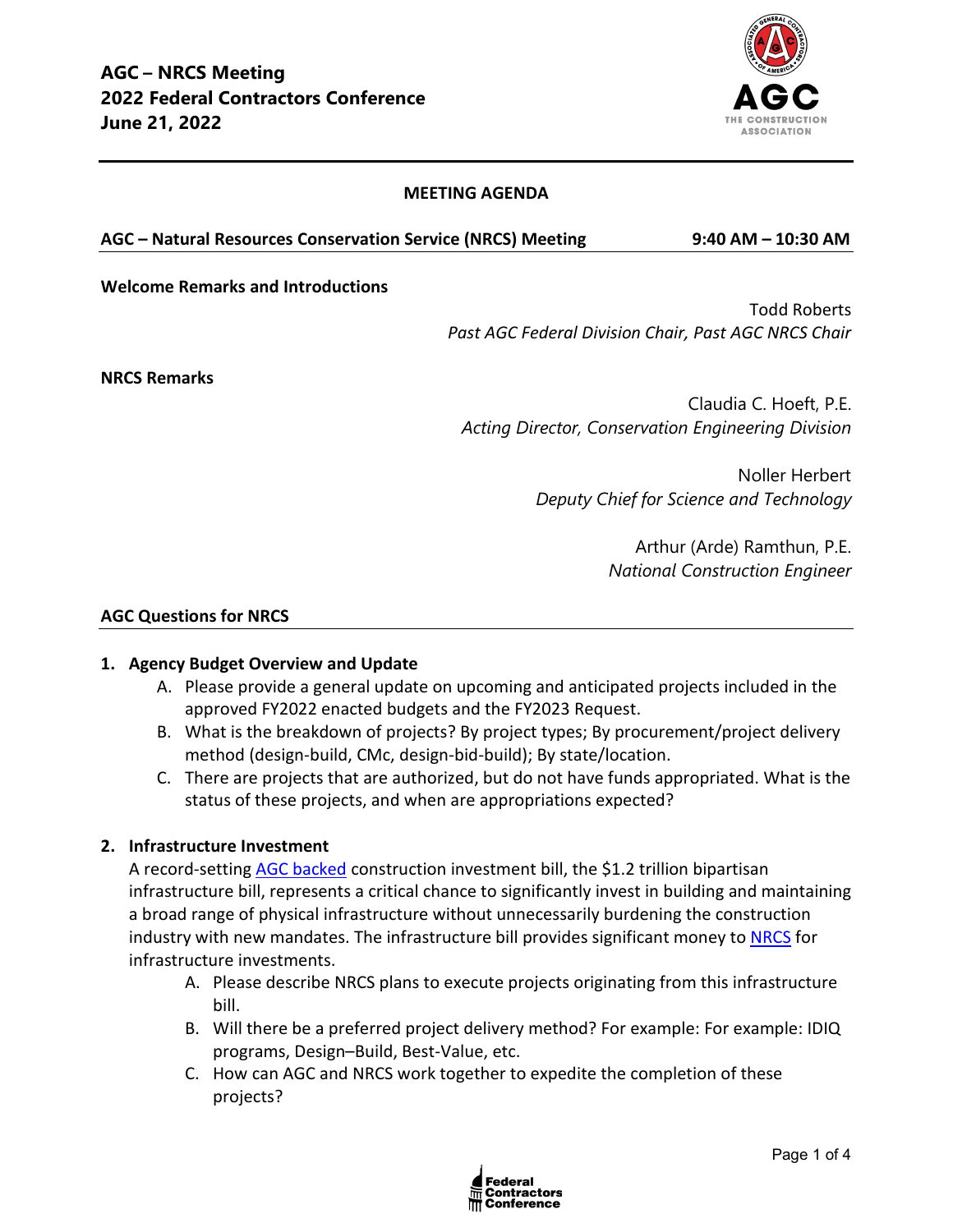# AGC – NRCS Meeting
# 2022 Federal Contractors Conference
# June 21, 2022

## MEETING AGENDA

**AGC – Natural Resources Conservation Service (NRCS) Meeting** **9:40 AM – 10:30 AM**

**Welcome Remarks and Introductions**

Todd Roberts
*Past AGC Federal Division Chair, Past AGC NRCS Chair*

**NRCS Remarks**

Claudia C. Hoeft, P.E.
*Acting Director, Conservation Engineering Division*

Noller Herbert
*Deputy Chief for Science and Technology*

Arthur (Arde) Ramthun, P.E.
*National Construction Engineer*

### AGC Questions for NRCS

1. **Agency Budget Overview and Update**
   A. Please provide a general update on upcoming and anticipated projects included in the approved FY2022 enacted budgets and the FY2023 Request.
   B. What is the breakdown of projects? By project types; By procurement/project delivery method (design-build, CMc, design-bid-build); By state/location.
   C. There are projects that are authorized, but do not have funds appropriated. What is the status of these projects, and when are appropriations expected?

2. **Infrastructure Investment**
   A record-setting AGC backed construction investment bill, the $1.2 trillion bipartisan infrastructure bill, represents a critical chance to significantly invest in building and maintaining a broad range of physical infrastructure without unnecessarily burdening the construction industry with new mandates. The infrastructure bill provides significant money to NRCS for infrastructure investments.
   A. Please describe NRCS plans to execute projects originating from this infrastructure bill.
   B. Will there be a preferred project delivery method? For example: For example: IDIQ programs, Design–Build, Best-Value, etc.
   C. How can AGC and NRCS work together to expedite the completion of these projects?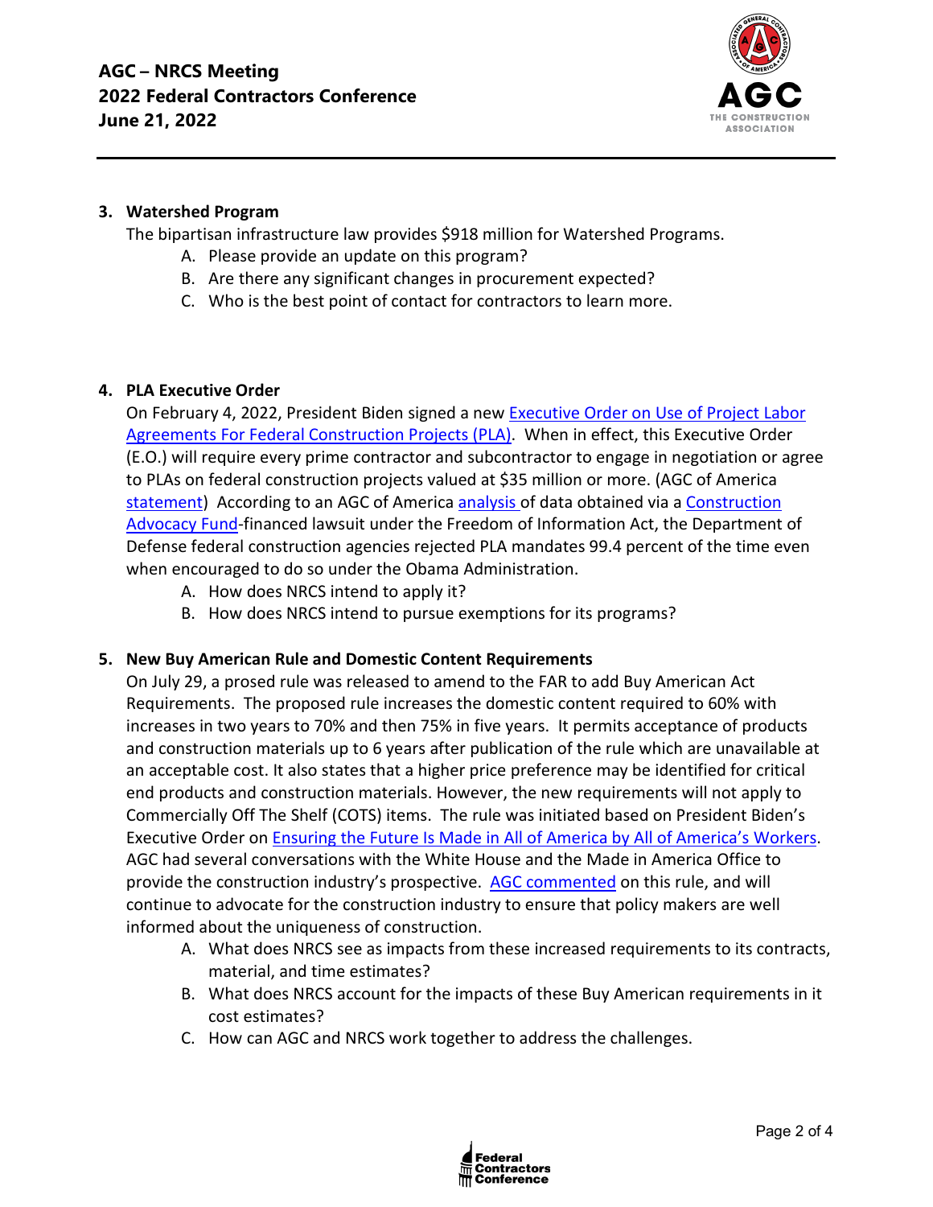### 3. Watershed Program

The bipartisan infrastructure law provides $918 million for Watershed Programs.

A. Please provide an update on this program?
B. Are there any significant changes in procurement expected?
C. Who is the best point of contact for contractors to learn more.

### 4. PLA Executive Order

On February 4, 2022, President Biden signed a new Executive Order on Use of Project Labor Agreements For Federal Construction Projects (PLA). When in effect, this Executive Order (E.O.) will require every prime contractor and subcontractor to engage in negotiation or agree to PLAs on federal construction projects valued at $35 million or more. (AGC of America statement) According to an AGC of America analysis of data obtained via a Construction Advocacy Fund-financed lawsuit under the Freedom of Information Act, the Department of Defense federal construction agencies rejected PLA mandates 99.4 percent of the time even when encouraged to do so under the Obama Administration.

A. How does NRCS intend to apply it?
B. How does NRCS intend to pursue exemptions for its programs?

### 5. New Buy American Rule and Domestic Content Requirements

On July 29, a prosed rule was released to amend to the FAR to add Buy American Act Requirements. The proposed rule increases the domestic content required to 60% with increases in two years to 70% and then 75% in five years. It permits acceptance of products and construction materials up to 6 years after publication of the rule which are unavailable at an acceptable cost. It also states that a higher price preference may be identified for critical end products and construction materials. However, the new requirements will not apply to Commercially Off The Shelf (COTS) items. The rule was initiated based on President Biden's Executive Order on Ensuring the Future Is Made in All of America by All of America's Workers. AGC had several conversations with the White House and the Made in America Office to provide the construction industry's prospective. AGC commented on this rule, and will continue to advocate for the construction industry to ensure that policy makers are well informed about the uniqueness of construction.

A. What does NRCS see as impacts from these increased requirements to its contracts, material, and time estimates?
B. What does NRCS account for the impacts of these Buy American requirements in it cost estimates?
C. How can AGC and NRCS work together to address the challenges.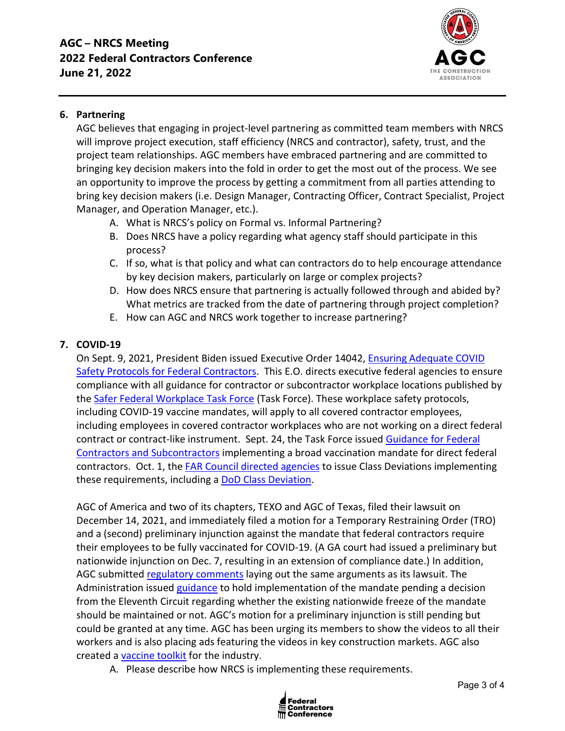6. **Partnering**

   AGC believes that engaging in project-level partnering as committed team members with NRCS will improve project execution, staff efficiency (NRCS and contractor), safety, trust, and the project team relationships. AGC members have embraced partnering and are committed to bringing key decision makers into the fold in order to get the most out of the process. We see an opportunity to improve the process by getting a commitment from all parties attending to bring key decision makers (i.e. Design Manager, Contracting Officer, Contract Specialist, Project Manager, and Operation Manager, etc.).

   A. What is NRCS's policy on Formal vs. Informal Partnering?
   B. Does NRCS have a policy regarding what agency staff should participate in this process?
   C. If so, what is that policy and what can contractors do to help encourage attendance by key decision makers, particularly on large or complex projects?
   D. How does NRCS ensure that partnering is actually followed through and abided by? What metrics are tracked from the date of partnering through project completion?
   E. How can AGC and NRCS work together to increase partnering?

7. **COVID-19**

   On Sept. 9, 2021, President Biden issued Executive Order 14042, Ensuring Adequate COVID Safety Protocols for Federal Contractors. This E.O. directs executive federal agencies to ensure compliance with all guidance for contractor or subcontractor workplace locations published by the Safer Federal Workplace Task Force (Task Force). These workplace safety protocols, including COVID-19 vaccine mandates, will apply to all covered contractor employees, including employees in covered contractor workplaces who are not working on a direct federal contract or contract-like instrument. Sept. 24, the Task Force issued Guidance for Federal Contractors and Subcontractors implementing a broad vaccination mandate for direct federal contractors. Oct. 1, the FAR Council directed agencies to issue Class Deviations implementing these requirements, including a DoD Class Deviation.

   AGC of America and two of its chapters, TEXO and AGC of Texas, filed their lawsuit on December 14, 2021, and immediately filed a motion for a Temporary Restraining Order (TRO) and a (second) preliminary injunction against the mandate that federal contractors require their employees to be fully vaccinated for COVID-19. (A GA court had issued a preliminary but nationwide injunction on Dec. 7, resulting in an extension of compliance date.) In addition, AGC submitted regulatory comments laying out the same arguments as its lawsuit. The Administration issued guidance to hold implementation of the mandate pending a decision from the Eleventh Circuit regarding whether the existing nationwide freeze of the mandate should be maintained or not. AGC's motion for a preliminary injunction is still pending but could be granted at any time. AGC has been urging its members to show the videos to all their workers and is also placing ads featuring the videos in key construction markets. AGC also created a vaccine toolkit for the industry.

   A. Please describe how NRCS is implementing these requirements.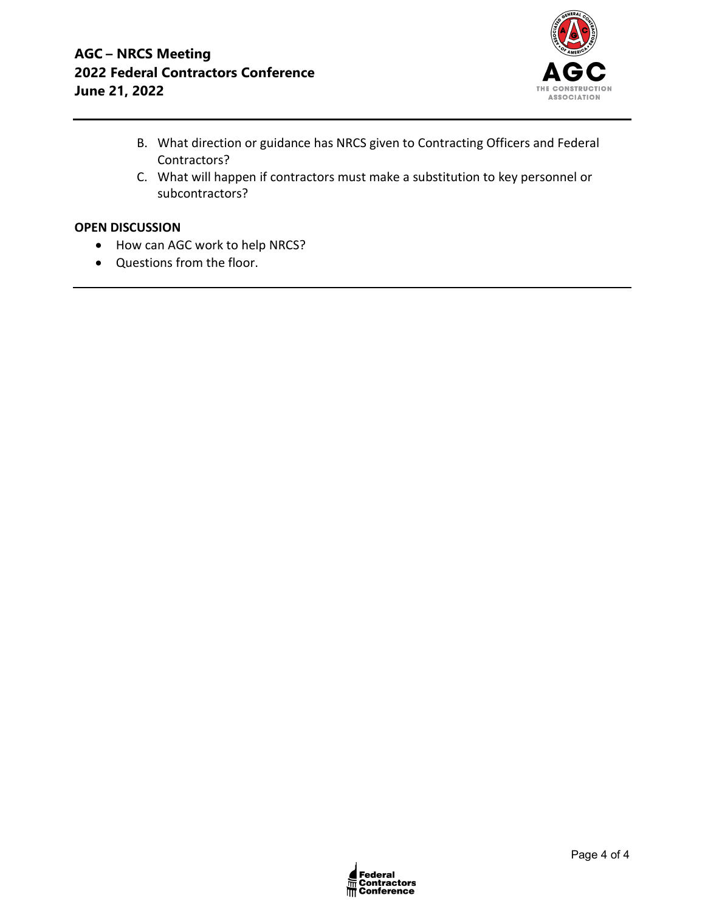B. What direction or guidance has NRCS given to Contracting Officers and Federal Contractors?
C. What will happen if contractors must make a substitution to key personnel or subcontractors?

**OPEN DISCUSSION**

- How can AGC work to help NRCS?
- Questions from the floor.